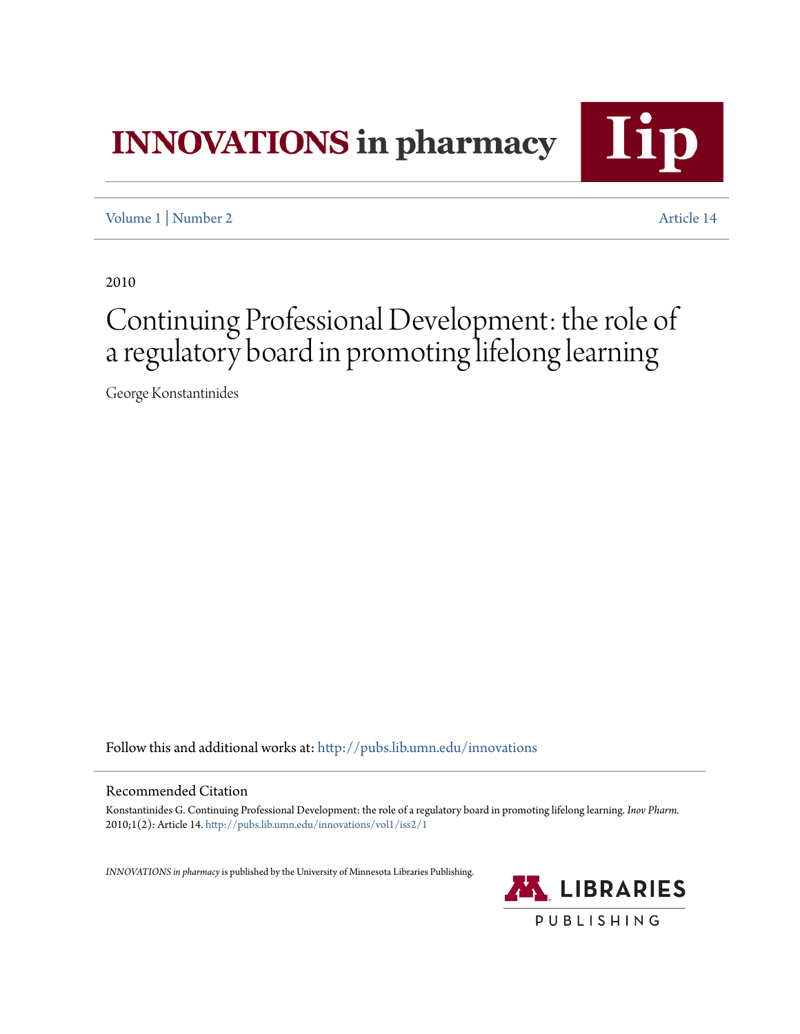**INNOVATIONS in pharmacy**

Volume 1 | Number 2 Article 14

2010

# Continuing Professional Development: the role of a regulatory board in promoting lifelong learning

George Konstantinides

Follow this and additional works at: http://pubs.lib.umn.edu/innovations

## Recommended Citation

Konstantinides G. Continuing Professional Development: the role of a regulatory board in promoting lifelong learning. *Inov Pharm.* 2010;1(2): Article 14. http://pubs.lib.umn.edu/innovations/vol1/iss2/1

*INNOVATIONS in pharmacy* is published by the University of Minnesota Libraries Publishing.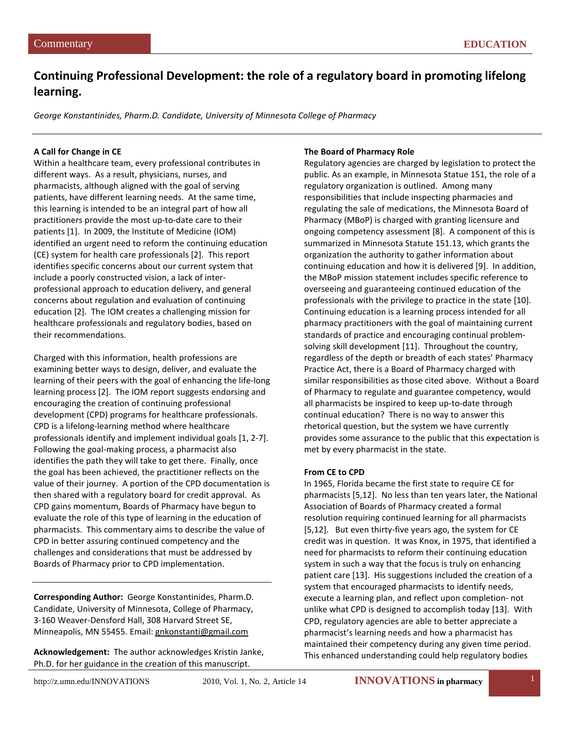Commentary EDUCATION

# Continuing Professional Development: the role of a regulatory board in promoting lifelong learning.

*George Konstantinides, Pharm.D. Candidate, University of Minnesota College of Pharmacy*

**A Call for Change in CE**

Within a healthcare team, every professional contributes in different ways. As a result, physicians, nurses, and pharmacists, although aligned with the goal of serving patients, have different learning needs. At the same time, this learning is intended to be an integral part of how all practitioners provide the most up-to-date care to their patients [1]. In 2009, the Institute of Medicine (IOM) identified an urgent need to reform the continuing education (CE) system for health care professionals [2]. This report identifies specific concerns about our current system that include a poorly constructed vision, a lack of inter-professional approach to education delivery, and general concerns about regulation and evaluation of continuing education [2]. The IOM creates a challenging mission for healthcare professionals and regulatory bodies, based on their recommendations.

Charged with this information, health professions are examining better ways to design, deliver, and evaluate the learning of their peers with the goal of enhancing the life-long learning process [2]. The IOM report suggests endorsing and encouraging the creation of continuing professional development (CPD) programs for healthcare professionals. CPD is a lifelong-learning method where healthcare professionals identify and implement individual goals [1, 2-7]. Following the goal-making process, a pharmacist also identifies the path they will take to get there. Finally, once the goal has been achieved, the practitioner reflects on the value of their journey. A portion of the CPD documentation is then shared with a regulatory board for credit approval. As CPD gains momentum, Boards of Pharmacy have begun to evaluate the role of this type of learning in the education of pharmacists. This commentary aims to describe the value of CPD in better assuring continued competency and the challenges and considerations that must be addressed by Boards of Pharmacy prior to CPD implementation.

**Corresponding Author:** George Konstantinides, Pharm.D. Candidate, University of Minnesota, College of Pharmacy, 3-160 Weaver-Densford Hall, 308 Harvard Street SE, Minneapolis, MN 55455. Email: gnkonstanti@gmail.com

**Acknowledgement:** The author acknowledges Kristin Janke, Ph.D. for her guidance in the creation of this manuscript.

**The Board of Pharmacy Role**

Regulatory agencies are charged by legislation to protect the public. As an example, in Minnesota Statue 151, the role of a regulatory organization is outlined. Among many responsibilities that include inspecting pharmacies and regulating the sale of medications, the Minnesota Board of Pharmacy (MBoP) is charged with granting licensure and ongoing competency assessment [8]. A component of this is summarized in Minnesota Statute 151.13, which grants the organization the authority to gather information about continuing education and how it is delivered [9]. In addition, the MBoP mission statement includes specific reference to overseeing and guaranteeing continued education of the professionals with the privilege to practice in the state [10]. Continuing education is a learning process intended for all pharmacy practitioners with the goal of maintaining current standards of practice and encouraging continual problem-solving skill development [11]. Throughout the country, regardless of the depth or breadth of each states' Pharmacy Practice Act, there is a Board of Pharmacy charged with similar responsibilities as those cited above. Without a Board of Pharmacy to regulate and guarantee competency, would all pharmacists be inspired to keep up-to-date through continual education? There is no way to answer this rhetorical question, but the system we have currently provides some assurance to the public that this expectation is met by every pharmacist in the state.

**From CE to CPD**

In 1965, Florida became the first state to require CE for pharmacists [5,12]. No less than ten years later, the National Association of Boards of Pharmacy created a formal resolution requiring continued learning for all pharmacists [5,12]. But even thirty-five years ago, the system for CE credit was in question. It was Knox, in 1975, that identified a need for pharmacists to reform their continuing education system in such a way that the focus is truly on enhancing patient care [13]. His suggestions included the creation of a system that encouraged pharmacists to identify needs, execute a learning plan, and reflect upon completion- not unlike what CPD is designed to accomplish today [13]. With CPD, regulatory agencies are able to better appreciate a pharmacist's learning needs and how a pharmacist has maintained their competency during any given time period. This enhanced understanding could help regulatory bodies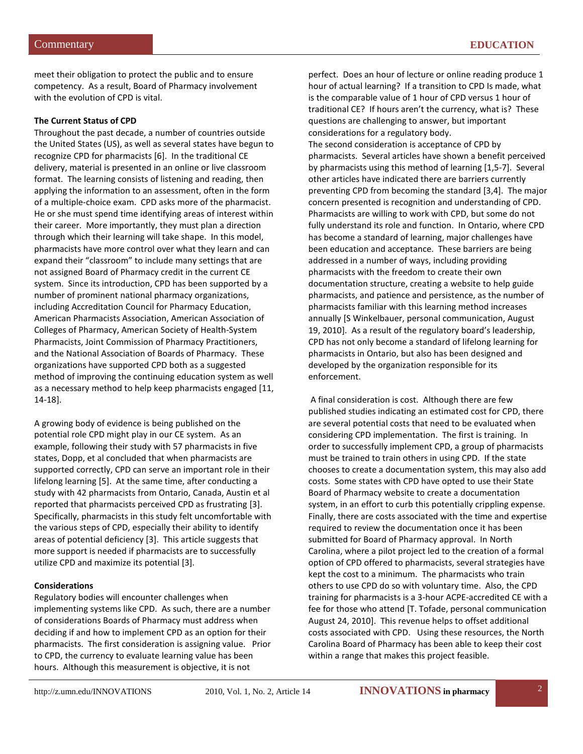meet their obligation to protect the public and to ensure competency. As a result, Board of Pharmacy involvement with the evolution of CPD is vital.

**The Current Status of CPD**

Throughout the past decade, a number of countries outside the United States (US), as well as several states have begun to recognize CPD for pharmacists [6]. In the traditional CE delivery, material is presented in an online or live classroom format. The learning consists of listening and reading, then applying the information to an assessment, often in the form of a multiple-choice exam. CPD asks more of the pharmacist. He or she must spend time identifying areas of interest within their career. More importantly, they must plan a direction through which their learning will take shape. In this model, pharmacists have more control over what they learn and can expand their "classroom" to include many settings that are not assigned Board of Pharmacy credit in the current CE system. Since its introduction, CPD has been supported by a number of prominent national pharmacy organizations, including Accreditation Council for Pharmacy Education, American Pharmacists Association, American Association of Colleges of Pharmacy, American Society of Health-System Pharmacists, Joint Commission of Pharmacy Practitioners, and the National Association of Boards of Pharmacy. These organizations have supported CPD both as a suggested method of improving the continuing education system as well as a necessary method to help keep pharmacists engaged [11, 14-18].

A growing body of evidence is being published on the potential role CPD might play in our CE system. As an example, following their study with 57 pharmacists in five states, Dopp, et al concluded that when pharmacists are supported correctly, CPD can serve an important role in their lifelong learning [5]. At the same time, after conducting a study with 42 pharmacists from Ontario, Canada, Austin et al reported that pharmacists perceived CPD as frustrating [3]. Specifically, pharmacists in this study felt uncomfortable with the various steps of CPD, especially their ability to identify areas of potential deficiency [3]. This article suggests that more support is needed if pharmacists are to successfully utilize CPD and maximize its potential [3].

**Considerations**

Regulatory bodies will encounter challenges when implementing systems like CPD. As such, there are a number of considerations Boards of Pharmacy must address when deciding if and how to implement CPD as an option for their pharmacists. The first consideration is assigning value. Prior to CPD, the currency to evaluate learning value has been hours. Although this measurement is objective, it is not perfect. Does an hour of lecture or online reading produce 1 hour of actual learning? If a transition to CPD Is made, what is the comparable value of 1 hour of CPD versus 1 hour of traditional CE? If hours aren't the currency, what is? These questions are challenging to answer, but important considerations for a regulatory body.

The second consideration is acceptance of CPD by pharmacists. Several articles have shown a benefit perceived by pharmacists using this method of learning [1,5-7]. Several other articles have indicated there are barriers currently preventing CPD from becoming the standard [3,4]. The major concern presented is recognition and understanding of CPD. Pharmacists are willing to work with CPD, but some do not fully understand its role and function. In Ontario, where CPD has become a standard of learning, major challenges have been education and acceptance. These barriers are being addressed in a number of ways, including providing pharmacists with the freedom to create their own documentation structure, creating a website to help guide pharmacists, and patience and persistence, as the number of pharmacists familiar with this learning method increases annually [S Winkelbauer, personal communication, August 19, 2010]. As a result of the regulatory board's leadership, CPD has not only become a standard of lifelong learning for pharmacists in Ontario, but also has been designed and developed by the organization responsible for its enforcement.

A final consideration is cost. Although there are few published studies indicating an estimated cost for CPD, there are several potential costs that need to be evaluated when considering CPD implementation. The first is training. In order to successfully implement CPD, a group of pharmacists must be trained to train others in using CPD. If the state chooses to create a documentation system, this may also add costs. Some states with CPD have opted to use their State Board of Pharmacy website to create a documentation system, in an effort to curb this potentially crippling expense. Finally, there are costs associated with the time and expertise required to review the documentation once it has been submitted for Board of Pharmacy approval. In North Carolina, where a pilot project led to the creation of a formal option of CPD offered to pharmacists, several strategies have kept the cost to a minimum. The pharmacists who train others to use CPD do so with voluntary time. Also, the CPD training for pharmacists is a 3-hour ACPE-accredited CE with a fee for those who attend [T. Tofade, personal communication August 24, 2010]. This revenue helps to offset additional costs associated with CPD. Using these resources, the North Carolina Board of Pharmacy has been able to keep their cost within a range that makes this project feasible.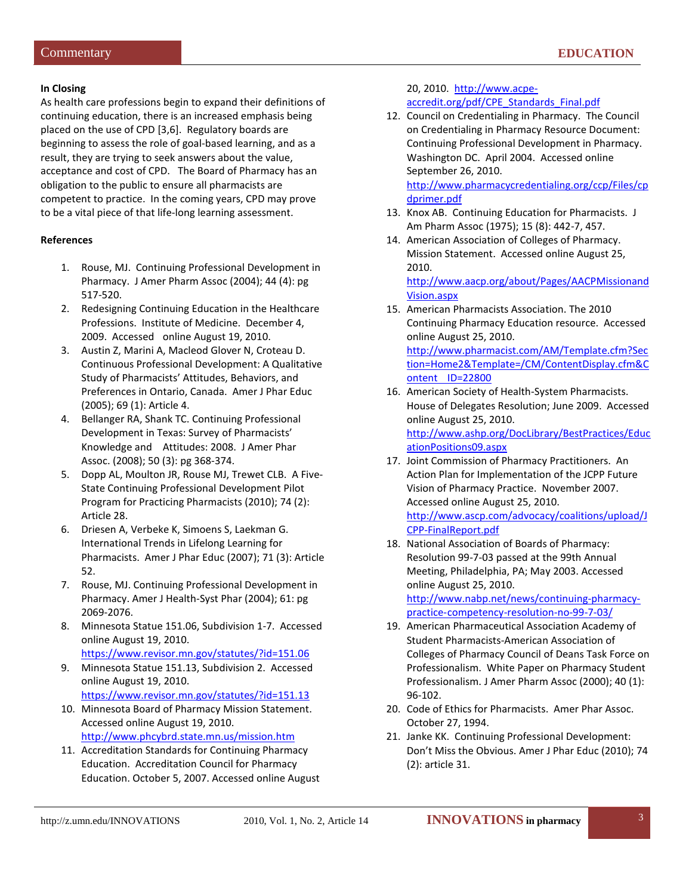### In Closing

As health care professions begin to expand their definitions of continuing education, there is an increased emphasis being placed on the use of CPD [3,6]. Regulatory boards are beginning to assess the role of goal-based learning, and as a result, they are trying to seek answers about the value, acceptance and cost of CPD. The Board of Pharmacy has an obligation to the public to ensure all pharmacists are competent to practice. In the coming years, CPD may prove to be a vital piece of that life-long learning assessment.

### References

1. Rouse, MJ. Continuing Professional Development in Pharmacy. J Amer Pharm Assoc (2004); 44 (4): pg 517-520.
2. Redesigning Continuing Education in the Healthcare Professions. Institute of Medicine. December 4, 2009. Accessed online August 19, 2010.
3. Austin Z, Marini A, Macleod Glover N, Croteau D. Continuous Professional Development: A Qualitative Study of Pharmacists' Attitudes, Behaviors, and Preferences in Ontario, Canada. Amer J Phar Educ (2005); 69 (1): Article 4.
4. Bellanger RA, Shank TC. Continuing Professional Development in Texas: Survey of Pharmacists' Knowledge and Attitudes: 2008. J Amer Phar Assoc. (2008); 50 (3): pg 368-374.
5. Dopp AL, Moulton JR, Rouse MJ, Trewet CLB. A Five-State Continuing Professional Development Pilot Program for Practicing Pharmacists (2010); 74 (2): Article 28.
6. Driesen A, Verbeke K, Simoens S, Laekman G. International Trends in Lifelong Learning for Pharmacists. Amer J Phar Educ (2007); 71 (3): Article 52.
7. Rouse, MJ. Continuing Professional Development in Pharmacy. Amer J Health-Syst Phar (2004); 61: pg 2069-2076.
8. Minnesota Statue 151.06, Subdivision 1-7. Accessed online August 19, 2010. https://www.revisor.mn.gov/statutes/?id=151.06
9. Minnesota Statue 151.13, Subdivision 2. Accessed online August 19, 2010. https://www.revisor.mn.gov/statutes/?id=151.13
10. Minnesota Board of Pharmacy Mission Statement. Accessed online August 19, 2010. http://www.phcybrd.state.mn.us/mission.htm
11. Accreditation Standards for Continuing Pharmacy Education. Accreditation Council for Pharmacy Education. October 5, 2007. Accessed online August 20, 2010. http://www.acpe-accredit.org/pdf/CPE_Standards_Final.pdf
12. Council on Credentialing in Pharmacy. The Council on Credentialing in Pharmacy Resource Document: Continuing Professional Development in Pharmacy. Washington DC. April 2004. Accessed online September 26, 2010. http://www.pharmacycredentialing.org/ccp/Files/cpdprimer.pdf
13. Knox AB. Continuing Education for Pharmacists. J Am Pharm Assoc (1975); 15 (8): 442-7, 457.
14. American Association of Colleges of Pharmacy. Mission Statement. Accessed online August 25, 2010. http://www.aacp.org/about/Pages/AACPMissionandVision.aspx
15. American Pharmacists Association. The 2010 Continuing Pharmacy Education resource. Accessed online August 25, 2010. http://www.pharmacist.com/AM/Template.cfm?Section=Home2&Template=/CM/ContentDisplay.cfm&Content ID=22800
16. American Society of Health-System Pharmacists. House of Delegates Resolution; June 2009. Accessed online August 25, 2010. http://www.ashp.org/DocLibrary/BestPractices/EducationPositions09.aspx
17. Joint Commission of Pharmacy Practitioners. An Action Plan for Implementation of the JCPP Future Vision of Pharmacy Practice. November 2007. Accessed online August 25, 2010. http://www.ascp.com/advocacy/coalitions/upload/JCPP-FinalReport.pdf
18. National Association of Boards of Pharmacy: Resolution 99-7-03 passed at the 99th Annual Meeting, Philadelphia, PA; May 2003. Accessed online August 25, 2010. http://www.nabp.net/news/continuing-pharmacy-practice-competency-resolution-no-99-7-03/
19. American Pharmaceutical Association Academy of Student Pharmacists-American Association of Colleges of Pharmacy Council of Deans Task Force on Professionalism. White Paper on Pharmacy Student Professionalism. J Amer Pharm Assoc (2000); 40 (1): 96-102.
20. Code of Ethics for Pharmacists. Amer Phar Assoc. October 27, 1994.
21. Janke KK. Continuing Professional Development: Don't Miss the Obvious. Amer J Phar Educ (2010); 74 (2): article 31.